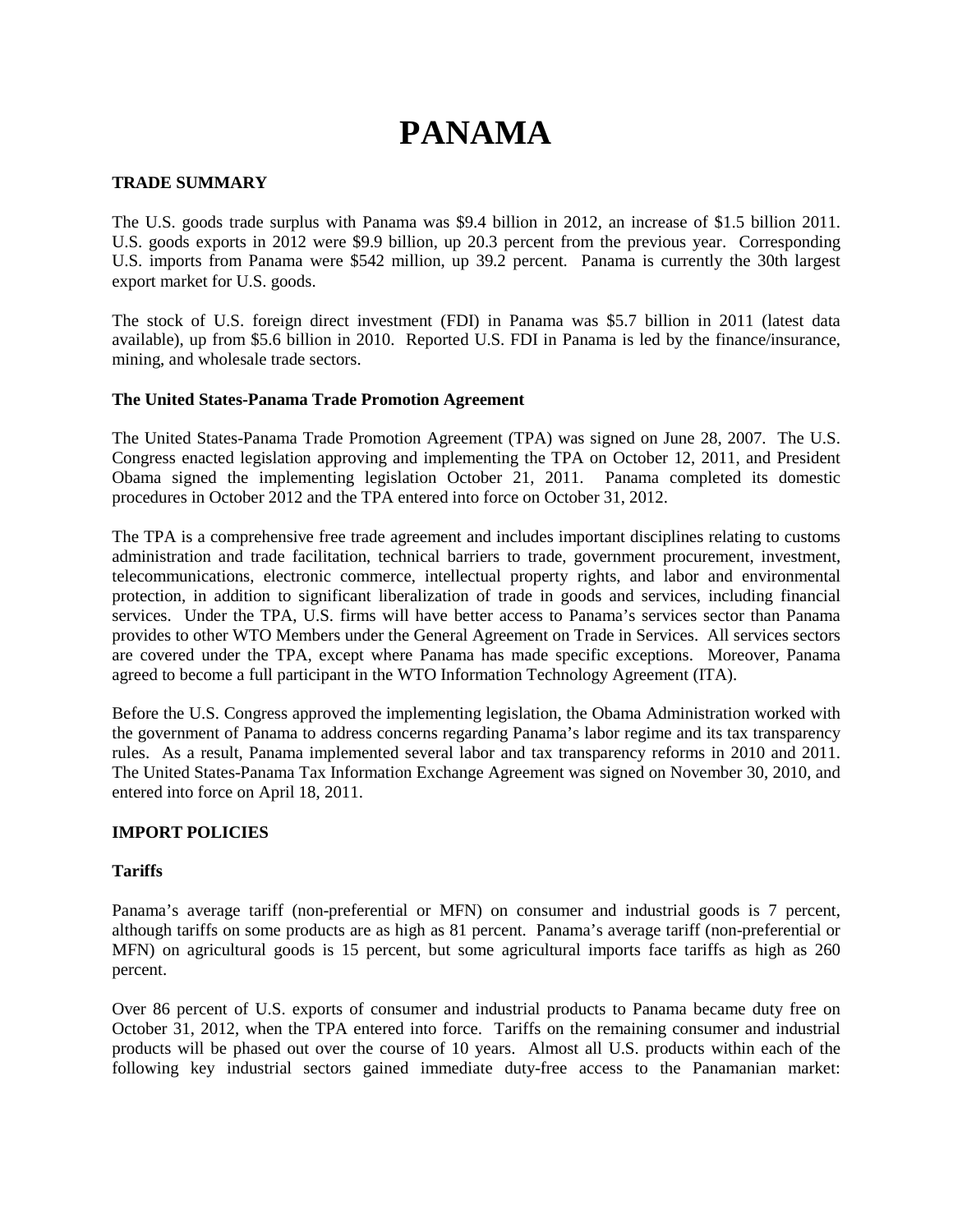# PANAMA

## TRADE SUMMARY

The U.S. goods trade surplus with Panama was $9.4 billion in 2012, an increase of $1.5 billion 2011. U.S. goods exports in 2012 were $9.9 billion, up 20.3 percent from the previous year. Corresponding U.S. imports from Panama were $542 million, up 39.2 percent. Panama is currently the 30th largest export market for U.S. goods.

The stock of U.S. foreign direct investment (FDI) in Panama was $5.7 billion in 2011 (latest data available), up from $5.6 billion in 2010. Reported U.S. FDI in Panama is led by the finance/insurance, mining, and wholesale trade sectors.

### The United States-Panama Trade Promotion Agreement

The United States-Panama Trade Promotion Agreement (TPA) was signed on June 28, 2007. The U.S. Congress enacted legislation approving and implementing the TPA on October 12, 2011, and President Obama signed the implementing legislation October 21, 2011. Panama completed its domestic procedures in October 2012 and the TPA entered into force on October 31, 2012.

The TPA is a comprehensive free trade agreement and includes important disciplines relating to customs administration and trade facilitation, technical barriers to trade, government procurement, investment, telecommunications, electronic commerce, intellectual property rights, and labor and environmental protection, in addition to significant liberalization of trade in goods and services, including financial services. Under the TPA, U.S. firms will have better access to Panama's services sector than Panama provides to other WTO Members under the General Agreement on Trade in Services. All services sectors are covered under the TPA, except where Panama has made specific exceptions. Moreover, Panama agreed to become a full participant in the WTO Information Technology Agreement (ITA).

Before the U.S. Congress approved the implementing legislation, the Obama Administration worked with the government of Panama to address concerns regarding Panama's labor regime and its tax transparency rules. As a result, Panama implemented several labor and tax transparency reforms in 2010 and 2011. The United States-Panama Tax Information Exchange Agreement was signed on November 30, 2010, and entered into force on April 18, 2011.

## IMPORT POLICIES

### Tariffs

Panama's average tariff (non-preferential or MFN) on consumer and industrial goods is 7 percent, although tariffs on some products are as high as 81 percent. Panama's average tariff (non-preferential or MFN) on agricultural goods is 15 percent, but some agricultural imports face tariffs as high as 260 percent.

Over 86 percent of U.S. exports of consumer and industrial products to Panama became duty free on October 31, 2012, when the TPA entered into force. Tariffs on the remaining consumer and industrial products will be phased out over the course of 10 years. Almost all U.S. products within each of the following key industrial sectors gained immediate duty-free access to the Panamanian market: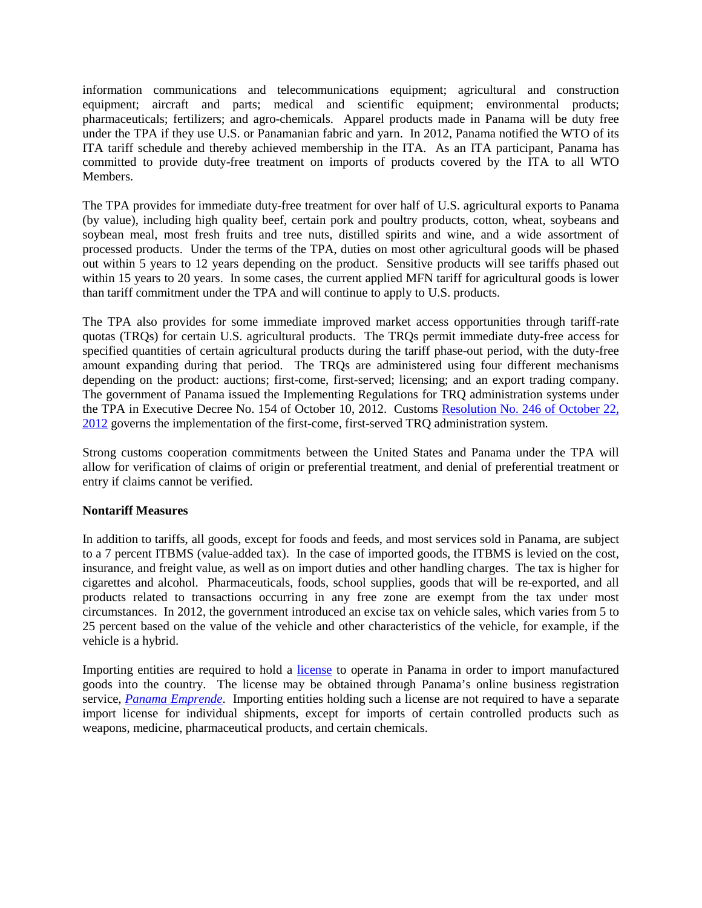information communications and telecommunications equipment; agricultural and construction equipment; aircraft and parts; medical and scientific equipment; environmental products; pharmaceuticals; fertilizers; and agro-chemicals. Apparel products made in Panama will be duty free under the TPA if they use U.S. or Panamanian fabric and yarn. In 2012, Panama notified the WTO of its ITA tariff schedule and thereby achieved membership in the ITA. As an ITA participant, Panama has committed to provide duty-free treatment on imports of products covered by the ITA to all WTO Members.

The TPA provides for immediate duty-free treatment for over half of U.S. agricultural exports to Panama (by value), including high quality beef, certain pork and poultry products, cotton, wheat, soybeans and soybean meal, most fresh fruits and tree nuts, distilled spirits and wine, and a wide assortment of processed products. Under the terms of the TPA, duties on most other agricultural goods will be phased out within 5 years to 12 years depending on the product. Sensitive products will see tariffs phased out within 15 years to 20 years. In some cases, the current applied MFN tariff for agricultural goods is lower than tariff commitment under the TPA and will continue to apply to U.S. products.

The TPA also provides for some immediate improved market access opportunities through tariff-rate quotas (TRQs) for certain U.S. agricultural products. The TRQs permit immediate duty-free access for specified quantities of certain agricultural products during the tariff phase-out period, with the duty-free amount expanding during that period. The TRQs are administered using four different mechanisms depending on the product: auctions; first-come, first-served; licensing; and an export trading company. The government of Panama issued the Implementing Regulations for TRQ administration systems under the TPA in Executive Decree No. 154 of October 10, 2012. Customs Resolution No. 246 of October 22, 2012 governs the implementation of the first-come, first-served TRQ administration system.

Strong customs cooperation commitments between the United States and Panama under the TPA will allow for verification of claims of origin or preferential treatment, and denial of preferential treatment or entry if claims cannot be verified.

**Nontariff Measures**

In addition to tariffs, all goods, except for foods and feeds, and most services sold in Panama, are subject to a 7 percent ITBMS (value-added tax). In the case of imported goods, the ITBMS is levied on the cost, insurance, and freight value, as well as on import duties and other handling charges. The tax is higher for cigarettes and alcohol. Pharmaceuticals, foods, school supplies, goods that will be re-exported, and all products related to transactions occurring in any free zone are exempt from the tax under most circumstances. In 2012, the government introduced an excise tax on vehicle sales, which varies from 5 to 25 percent based on the value of the vehicle and other characteristics of the vehicle, for example, if the vehicle is a hybrid.

Importing entities are required to hold a license to operate in Panama in order to import manufactured goods into the country. The license may be obtained through Panama's online business registration service, *Panama Emprende*. Importing entities holding such a license are not required to have a separate import license for individual shipments, except for imports of certain controlled products such as weapons, medicine, pharmaceutical products, and certain chemicals.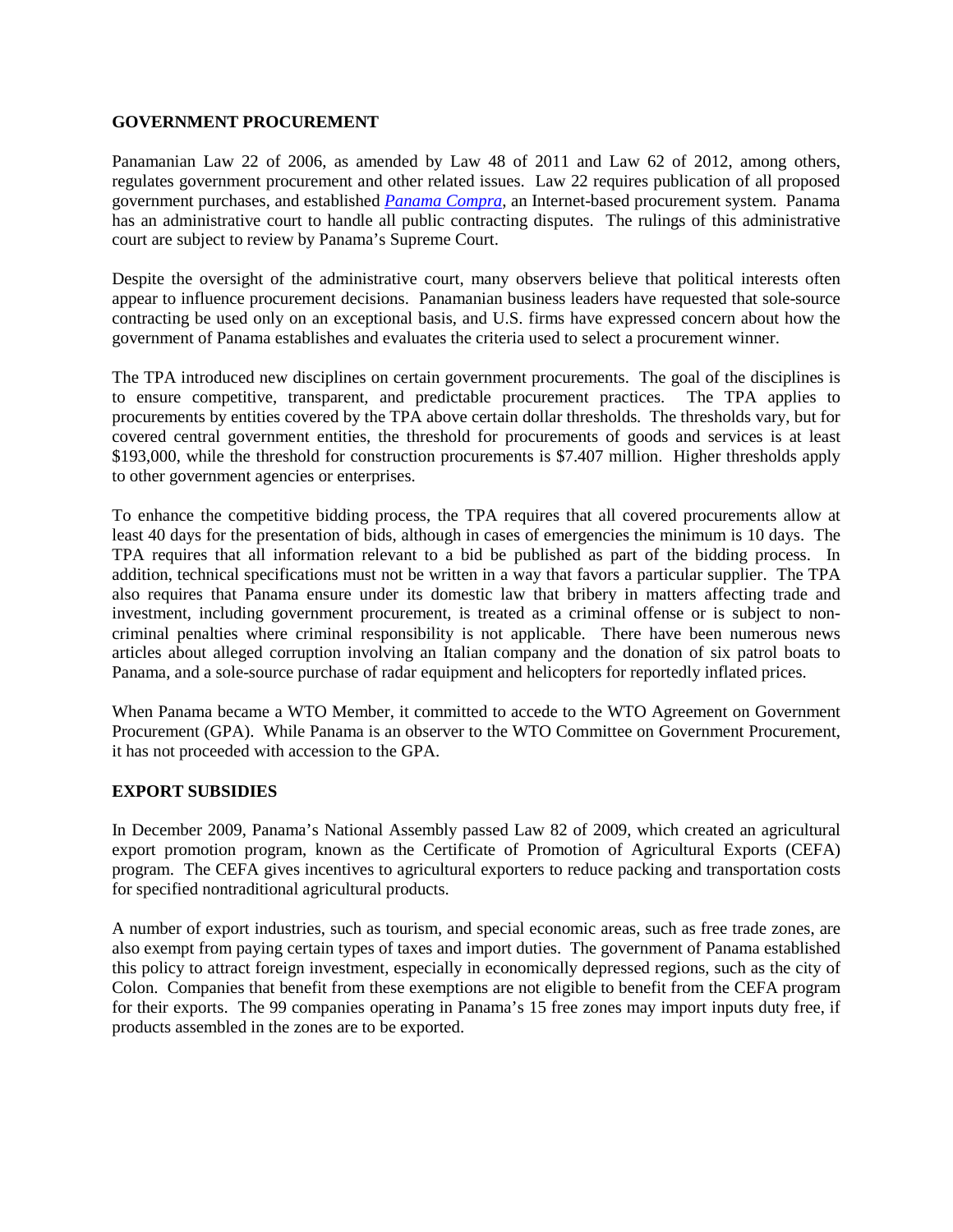## GOVERNMENT PROCUREMENT

Panamanian Law 22 of 2006, as amended by Law 48 of 2011 and Law 62 of 2012, among others, regulates government procurement and other related issues. Law 22 requires publication of all proposed government purchases, and established *Panama Compra*, an Internet-based procurement system. Panama has an administrative court to handle all public contracting disputes. The rulings of this administrative court are subject to review by Panama's Supreme Court.

Despite the oversight of the administrative court, many observers believe that political interests often appear to influence procurement decisions. Panamanian business leaders have requested that sole-source contracting be used only on an exceptional basis, and U.S. firms have expressed concern about how the government of Panama establishes and evaluates the criteria used to select a procurement winner.

The TPA introduced new disciplines on certain government procurements. The goal of the disciplines is to ensure competitive, transparent, and predictable procurement practices. The TPA applies to procurements by entities covered by the TPA above certain dollar thresholds. The thresholds vary, but for covered central government entities, the threshold for procurements of goods and services is at least $193,000, while the threshold for construction procurements is $7.407 million. Higher thresholds apply to other government agencies or enterprises.

To enhance the competitive bidding process, the TPA requires that all covered procurements allow at least 40 days for the presentation of bids, although in cases of emergencies the minimum is 10 days. The TPA requires that all information relevant to a bid be published as part of the bidding process. In addition, technical specifications must not be written in a way that favors a particular supplier. The TPA also requires that Panama ensure under its domestic law that bribery in matters affecting trade and investment, including government procurement, is treated as a criminal offense or is subject to non-criminal penalties where criminal responsibility is not applicable. There have been numerous news articles about alleged corruption involving an Italian company and the donation of six patrol boats to Panama, and a sole-source purchase of radar equipment and helicopters for reportedly inflated prices.

When Panama became a WTO Member, it committed to accede to the WTO Agreement on Government Procurement (GPA). While Panama is an observer to the WTO Committee on Government Procurement, it has not proceeded with accession to the GPA.

## EXPORT SUBSIDIES

In December 2009, Panama's National Assembly passed Law 82 of 2009, which created an agricultural export promotion program, known as the Certificate of Promotion of Agricultural Exports (CEFA) program. The CEFA gives incentives to agricultural exporters to reduce packing and transportation costs for specified nontraditional agricultural products.

A number of export industries, such as tourism, and special economic areas, such as free trade zones, are also exempt from paying certain types of taxes and import duties. The government of Panama established this policy to attract foreign investment, especially in economically depressed regions, such as the city of Colon. Companies that benefit from these exemptions are not eligible to benefit from the CEFA program for their exports. The 99 companies operating in Panama's 15 free zones may import inputs duty free, if products assembled in the zones are to be exported.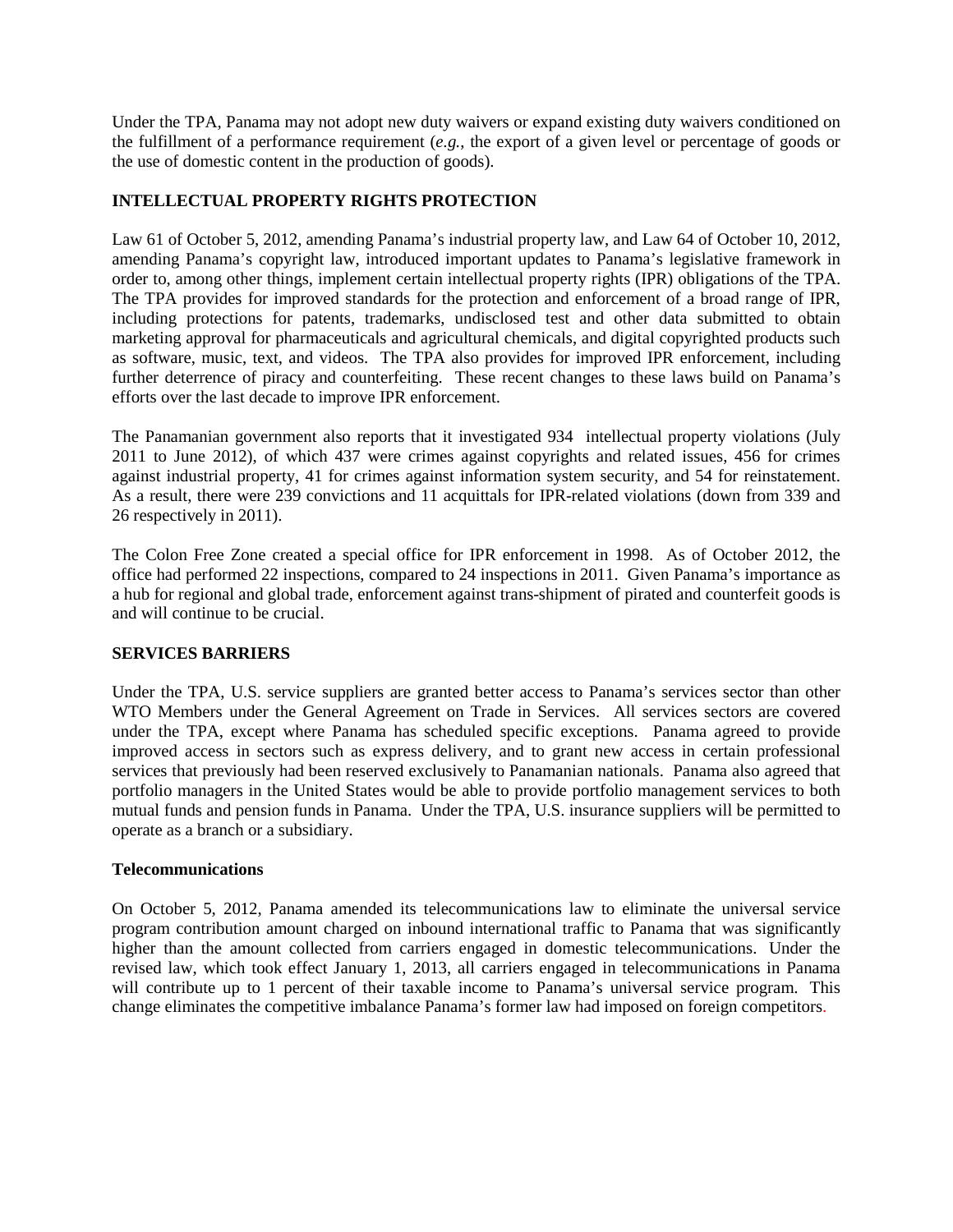Under the TPA, Panama may not adopt new duty waivers or expand existing duty waivers conditioned on the fulfillment of a performance requirement (*e.g.*, the export of a given level or percentage of goods or the use of domestic content in the production of goods).

## INTELLECTUAL PROPERTY RIGHTS PROTECTION

Law 61 of October 5, 2012, amending Panama's industrial property law, and Law 64 of October 10, 2012, amending Panama's copyright law, introduced important updates to Panama's legislative framework in order to, among other things, implement certain intellectual property rights (IPR) obligations of the TPA. The TPA provides for improved standards for the protection and enforcement of a broad range of IPR, including protections for patents, trademarks, undisclosed test and other data submitted to obtain marketing approval for pharmaceuticals and agricultural chemicals, and digital copyrighted products such as software, music, text, and videos. The TPA also provides for improved IPR enforcement, including further deterrence of piracy and counterfeiting. These recent changes to these laws build on Panama's efforts over the last decade to improve IPR enforcement.

The Panamanian government also reports that it investigated 934 intellectual property violations (July 2011 to June 2012), of which 437 were crimes against copyrights and related issues, 456 for crimes against industrial property, 41 for crimes against information system security, and 54 for reinstatement. As a result, there were 239 convictions and 11 acquittals for IPR-related violations (down from 339 and 26 respectively in 2011).

The Colon Free Zone created a special office for IPR enforcement in 1998. As of October 2012, the office had performed 22 inspections, compared to 24 inspections in 2011. Given Panama's importance as a hub for regional and global trade, enforcement against trans-shipment of pirated and counterfeit goods is and will continue to be crucial.

## SERVICES BARRIERS

Under the TPA, U.S. service suppliers are granted better access to Panama's services sector than other WTO Members under the General Agreement on Trade in Services. All services sectors are covered under the TPA, except where Panama has scheduled specific exceptions. Panama agreed to provide improved access in sectors such as express delivery, and to grant new access in certain professional services that previously had been reserved exclusively to Panamanian nationals. Panama also agreed that portfolio managers in the United States would be able to provide portfolio management services to both mutual funds and pension funds in Panama. Under the TPA, U.S. insurance suppliers will be permitted to operate as a branch or a subsidiary.

### Telecommunications

On October 5, 2012, Panama amended its telecommunications law to eliminate the universal service program contribution amount charged on inbound international traffic to Panama that was significantly higher than the amount collected from carriers engaged in domestic telecommunications. Under the revised law, which took effect January 1, 2013, all carriers engaged in telecommunications in Panama will contribute up to 1 percent of their taxable income to Panama's universal service program. This change eliminates the competitive imbalance Panama's former law had imposed on foreign competitors.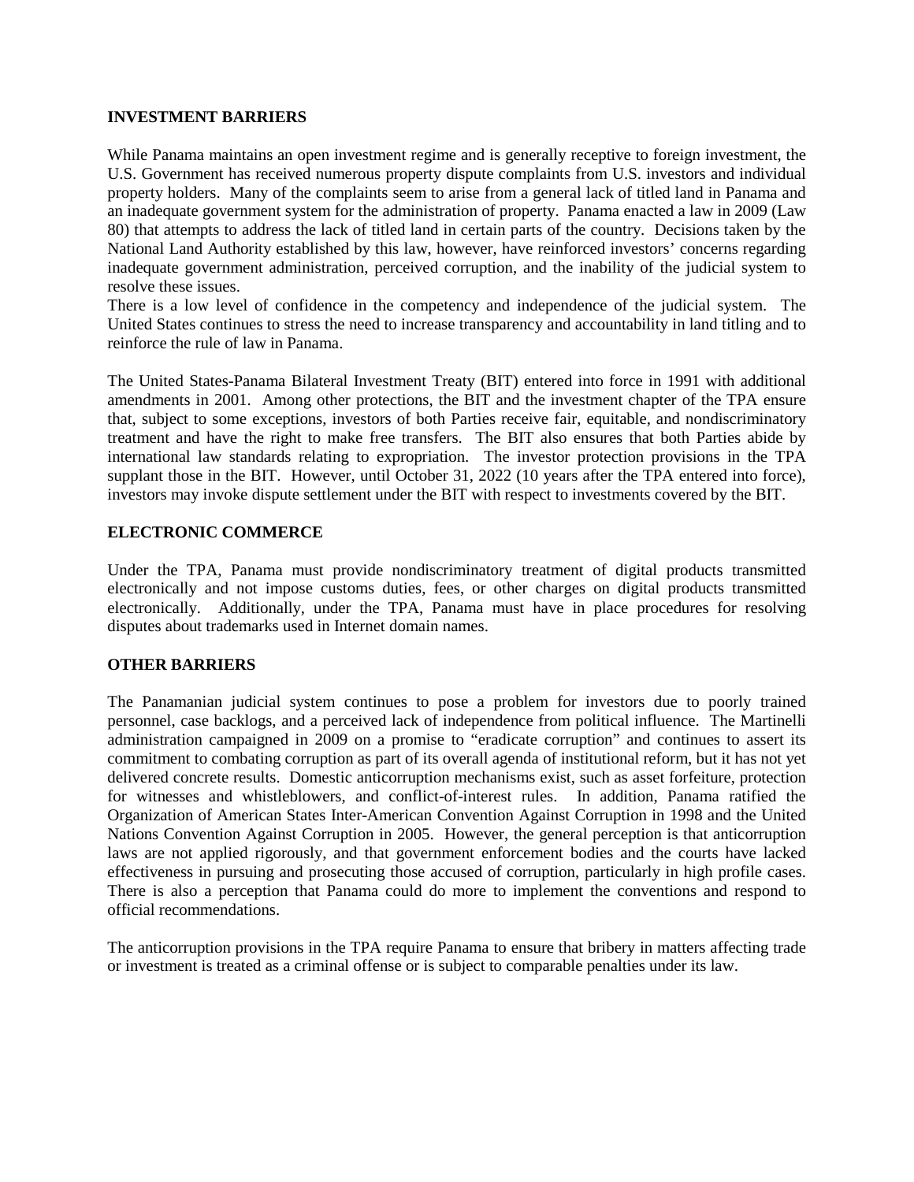## INVESTMENT BARRIERS

While Panama maintains an open investment regime and is generally receptive to foreign investment, the U.S. Government has received numerous property dispute complaints from U.S. investors and individual property holders. Many of the complaints seem to arise from a general lack of titled land in Panama and an inadequate government system for the administration of property. Panama enacted a law in 2009 (Law 80) that attempts to address the lack of titled land in certain parts of the country. Decisions taken by the National Land Authority established by this law, however, have reinforced investors' concerns regarding inadequate government administration, perceived corruption, and the inability of the judicial system to resolve these issues.

There is a low level of confidence in the competency and independence of the judicial system. The United States continues to stress the need to increase transparency and accountability in land titling and to reinforce the rule of law in Panama.

The United States-Panama Bilateral Investment Treaty (BIT) entered into force in 1991 with additional amendments in 2001. Among other protections, the BIT and the investment chapter of the TPA ensure that, subject to some exceptions, investors of both Parties receive fair, equitable, and nondiscriminatory treatment and have the right to make free transfers. The BIT also ensures that both Parties abide by international law standards relating to expropriation. The investor protection provisions in the TPA supplant those in the BIT. However, until October 31, 2022 (10 years after the TPA entered into force), investors may invoke dispute settlement under the BIT with respect to investments covered by the BIT.

## ELECTRONIC COMMERCE

Under the TPA, Panama must provide nondiscriminatory treatment of digital products transmitted electronically and not impose customs duties, fees, or other charges on digital products transmitted electronically. Additionally, under the TPA, Panama must have in place procedures for resolving disputes about trademarks used in Internet domain names.

## OTHER BARRIERS

The Panamanian judicial system continues to pose a problem for investors due to poorly trained personnel, case backlogs, and a perceived lack of independence from political influence. The Martinelli administration campaigned in 2009 on a promise to "eradicate corruption" and continues to assert its commitment to combating corruption as part of its overall agenda of institutional reform, but it has not yet delivered concrete results. Domestic anticorruption mechanisms exist, such as asset forfeiture, protection for witnesses and whistleblowers, and conflict-of-interest rules. In addition, Panama ratified the Organization of American States Inter-American Convention Against Corruption in 1998 and the United Nations Convention Against Corruption in 2005. However, the general perception is that anticorruption laws are not applied rigorously, and that government enforcement bodies and the courts have lacked effectiveness in pursuing and prosecuting those accused of corruption, particularly in high profile cases. There is also a perception that Panama could do more to implement the conventions and respond to official recommendations.

The anticorruption provisions in the TPA require Panama to ensure that bribery in matters affecting trade or investment is treated as a criminal offense or is subject to comparable penalties under its law.